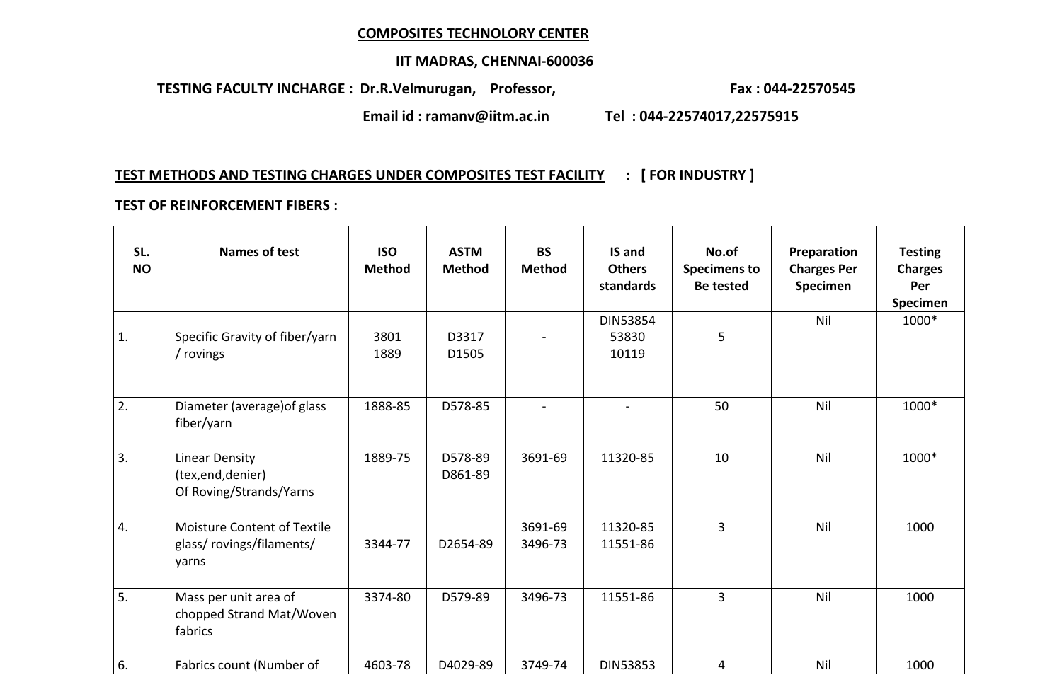**COMPOSITES TECHNOLOGY CENTER**

**IIT MADRAS, CHENNAI-600036**

**TESTING FACULTY INCHARGE : Dr.R.Velmurugan, Professor,** **Fax : 044-22570545**

**Email id : ramanv@iitm.ac.in** **Tel : 044-22574017,22575915**

**TEST METHODS AND TESTING CHARGES UNDER COMPOSITES TEST FACILITY : [ FOR INDUSTRY ]**

**TEST OF REINFORCEMENT FIBERS :**

| SL. NO | Names of test | ISO Method | ASTM Method | BS Method | IS and Others standards | No.of Specimens to Be tested | Preparation Charges Per Specimen | Testing Charges Per Specimen |
|---|---|---|---|---|---|---|---|---|
| 1. | Specific Gravity of fiber/yarn / rovings | 3801<br>1889 | D3317<br>D1505 | - | DIN53854<br>53830<br>10119 | 5 | Nil | 1000* |
| 2. | Diameter (average)of glass fiber/yarn | 1888-85 | D578-85 | - | - | 50 | Nil | 1000* |
| 3. | Linear Density (tex,end,denier) Of Roving/Strands/Yarns | 1889-75 | D578-89<br>D861-89 | 3691-69 | 11320-85 | 10 | Nil | 1000* |
| 4. | Moisture Content of Textile glass/ rovings/filaments/ yarns | 3344-77 | D2654-89 | 3691-69<br>3496-73 | 11320-85<br>11551-86 | 3 | Nil | 1000 |
| 5. | Mass per unit area of chopped Strand Mat/Woven fabrics | 3374-80 | D579-89 | 3496-73 | 11551-86 | 3 | Nil | 1000 |
| 6. | Fabrics count (Number of | 4603-78 | D4029-89 | 3749-74 | DIN53853 | 4 | Nil | 1000 |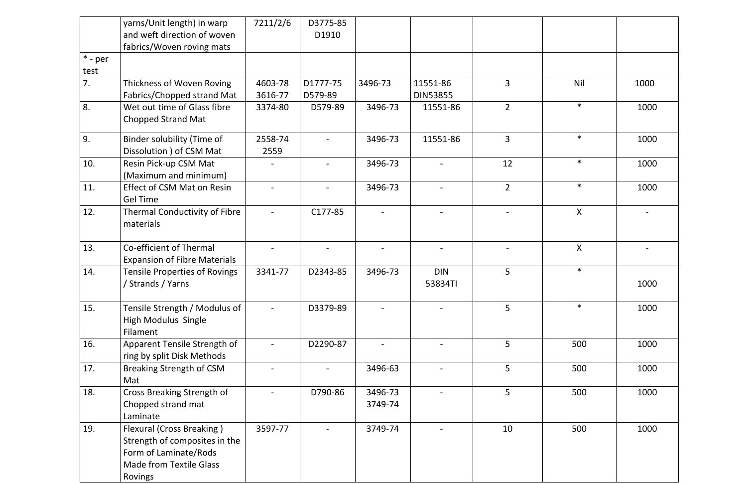|  |  |  |  |  |  |  |  |  |
|---|---|---|---|---|---|---|---|---|
|  | yarns/Unit length) in warp and weft direction of woven fabrics/Woven roving mats | 7211/2/6 | D3775-85 D1910 |  |  |  |  |  |
| * - per test |  |  |  |  |  |  |  |  |
| 7. | Thickness of Woven Roving Fabrics/Chopped strand Mat | 4603-78 3616-77 | D1777-75 D579-89 | 3496-73 | 11551-86 DIN53855 | 3 | Nil | 1000 |
| 8. | Wet out time of Glass fibre Chopped Strand Mat | 3374-80 | D579-89 | 3496-73 | 11551-86 | 2 | * | 1000 |
| 9. | Binder solubility (Time of Dissolution ) of CSM Mat | 2558-74 2559 | - | 3496-73 | 11551-86 | 3 | * | 1000 |
| 10. | Resin Pick-up CSM Mat (Maximum and minimum) | - | - | 3496-73 | - | 12 | * | 1000 |
| 11. | Effect of CSM Mat on Resin Gel Time | - | - | 3496-73 | - | 2 | * | 1000 |
| 12. | Thermal Conductivity of Fibre materials | - | C177-85 | - | - | - | X | - |
| 13. | Co-efficient of Thermal Expansion of Fibre Materials | - | - | - | - | - | X | - |
| 14. | Tensile Properties of Rovings / Strands / Yarns | 3341-77 | D2343-85 | 3496-73 | DIN 53834TI | 5 | * | 1000 |
| 15. | Tensile Strength / Modulus of High Modulus Single Filament | - | D3379-89 | - | - | 5 | * | 1000 |
| 16. | Apparent Tensile Strength of ring by split Disk Methods | - | D2290-87 | - | - | 5 | 500 | 1000 |
| 17. | Breaking Strength of CSM Mat | - | - | 3496-63 | - | 5 | 500 | 1000 |
| 18. | Cross Breaking Strength of Chopped strand mat Laminate | - | D790-86 | 3496-73 3749-74 | - | 5 | 500 | 1000 |
| 19. | Flexural (Cross Breaking ) Strength of composites in the Form of Laminate/Rods Made from Textile Glass Rovings | 3597-77 | - | 3749-74 | - | 10 | 500 | 1000 |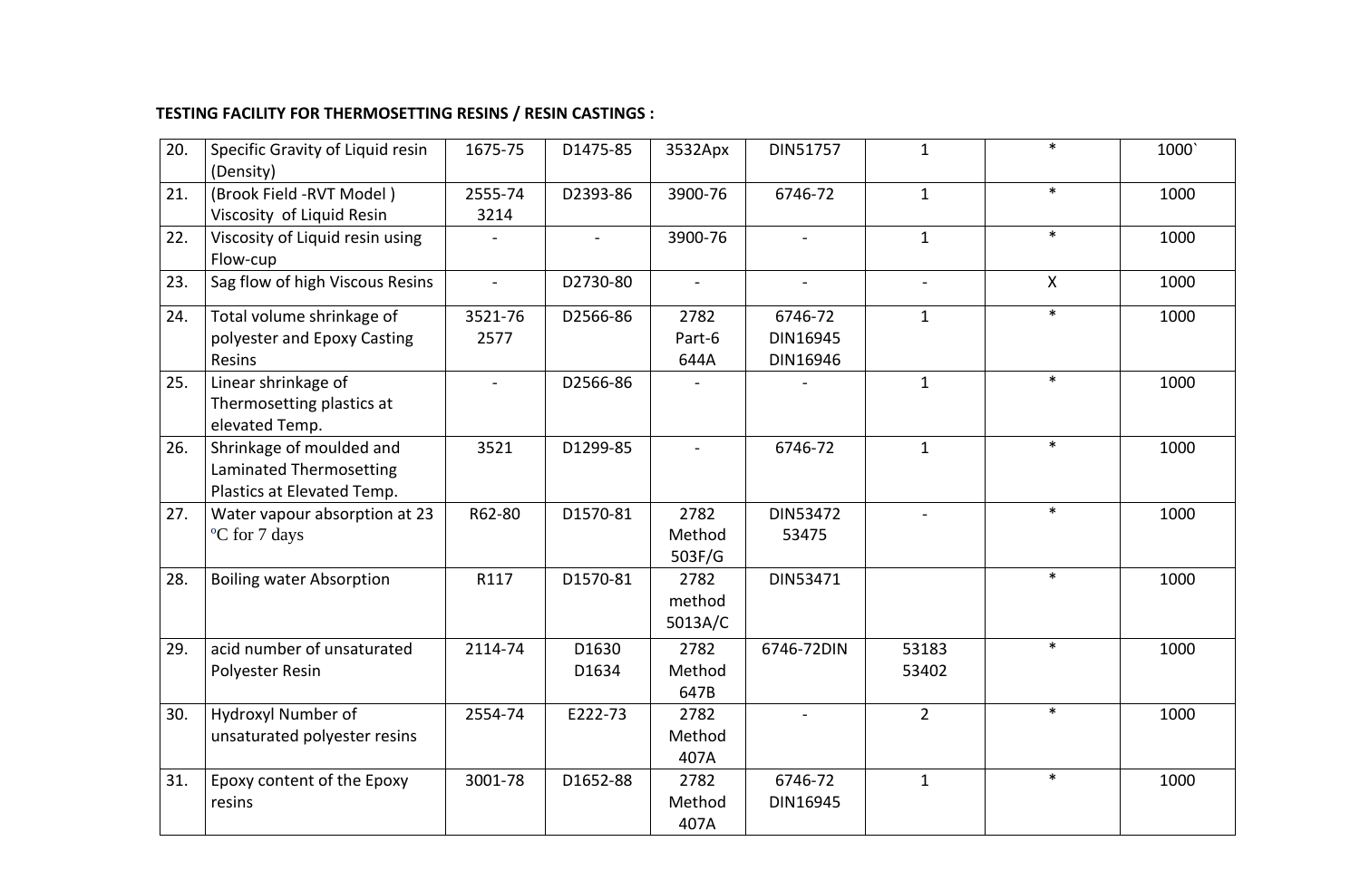**TESTING FACILITY FOR THERMOSETTING RESINS / RESIN CASTINGS :**

| | | | | | | | | |
|---|---|---|---|---|---|---|---|---|
| 20. | Specific Gravity of Liquid resin (Density) | 1675-75 | D1475-85 | 3532Apx | DIN51757 | 1 | * | 1000` |
| 21. | (Brook Field -RVT Model ) Viscosity of Liquid Resin | 2555-74 3214 | D2393-86 | 3900-76 | 6746-72 | 1 | * | 1000 |
| 22. | Viscosity of Liquid resin using Flow-cup | - | - | 3900-76 | - | 1 | * | 1000 |
| 23. | Sag flow of high Viscous Resins | - | D2730-80 | - | - | - | X | 1000 |
| 24. | Total volume shrinkage of polyester and Epoxy Casting Resins | 3521-76 2577 | D2566-86 | 2782 Part-6 644A | 6746-72 DIN16945 DIN16946 | 1 | * | 1000 |
| 25. | Linear shrinkage of Thermosetting plastics at elevated Temp. | - | D2566-86 | - | - | 1 | * | 1000 |
| 26. | Shrinkage of moulded and Laminated Thermosetting Plastics at Elevated Temp. | 3521 | D1299-85 | - | 6746-72 | 1 | * | 1000 |
| 27. | Water vapour absorption at 23 °C for 7 days | R62-80 | D1570-81 | 2782 Method 503F/G | DIN53472 53475 | - | * | 1000 |
| 28. | Boiling water Absorption | R117 | D1570-81 | 2782 method 5013A/C | DIN53471 | | * | 1000 |
| 29. | acid number of unsaturated Polyester Resin | 2114-74 | D1630 D1634 | 2782 Method 647B | 6746-72DIN | 53183 53402 | * | 1000 |
| 30. | Hydroxyl Number of unsaturated polyester resins | 2554-74 | E222-73 | 2782 Method 407A | - | 2 | * | 1000 |
| 31. | Epoxy content of the Epoxy resins | 3001-78 | D1652-88 | 2782 Method 407A | 6746-72 DIN16945 | 1 | * | 1000 |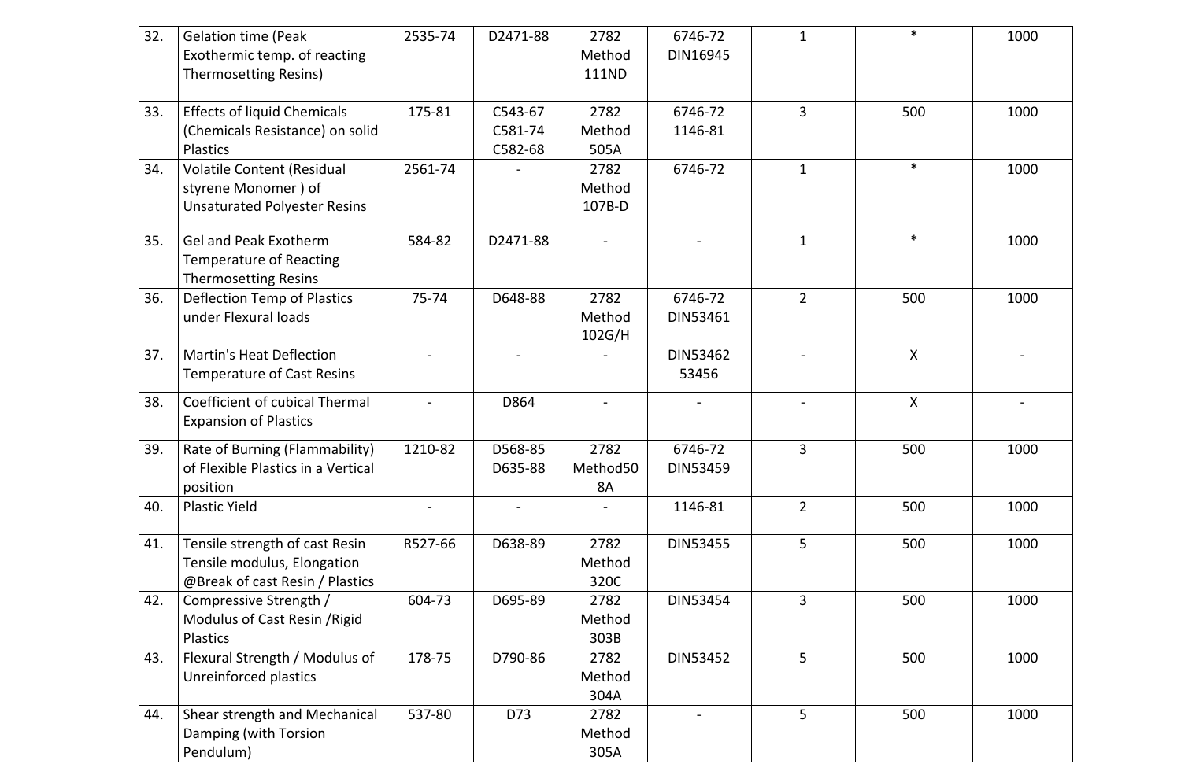| 32. | Gelation time (Peak Exothermic temp. of reacting Thermosetting Resins) | 2535-74 | D2471-88 | 2782 Method 111ND | 6746-72 DIN16945 | 1 | * | 1000 |
|---|---|---|---|---|---|---|---|---|
| 33. | Effects of liquid Chemicals (Chemicals Resistance) on solid Plastics | 175-81 | C543-67 C581-74 C582-68 | 2782 Method 505A | 6746-72 1146-81 | 3 | 500 | 1000 |
| 34. | Volatile Content (Residual styrene Monomer ) of Unsaturated Polyester Resins | 2561-74 | - | 2782 Method 107B-D | 6746-72 | 1 | * | 1000 |
| 35. | Gel and Peak Exotherm Temperature of Reacting Thermosetting Resins | 584-82 | D2471-88 | - | - | 1 | * | 1000 |
| 36. | Deflection Temp of Plastics under Flexural loads | 75-74 | D648-88 | 2782 Method 102G/H | 6746-72 DIN53461 | 2 | 500 | 1000 |
| 37. | Martin's Heat Deflection Temperature of Cast Resins | - | - | - | DIN53462 53456 | - | X | - |
| 38. | Coefficient of cubical Thermal Expansion of Plastics | - | D864 | - | - | - | X | - |
| 39. | Rate of Burning (Flammability) of Flexible Plastics in a Vertical position | 1210-82 | D568-85 D635-88 | 2782 Method508A | 6746-72 DIN53459 | 3 | 500 | 1000 |
| 40. | Plastic Yield | - | - | - | 1146-81 | 2 | 500 | 1000 |
| 41. | Tensile strength of cast Resin Tensile modulus, Elongation @Break of cast Resin / Plastics | R527-66 | D638-89 | 2782 Method 320C | DIN53455 | 5 | 500 | 1000 |
| 42. | Compressive Strength / Modulus of Cast Resin /Rigid Plastics | 604-73 | D695-89 | 2782 Method 303B | DIN53454 | 3 | 500 | 1000 |
| 43. | Flexural Strength / Modulus of Unreinforced plastics | 178-75 | D790-86 | 2782 Method 304A | DIN53452 | 5 | 500 | 1000 |
| 44. | Shear strength and Mechanical Damping (with Torsion Pendulum) | 537-80 | D73 | 2782 Method 305A | - | 5 | 500 | 1000 |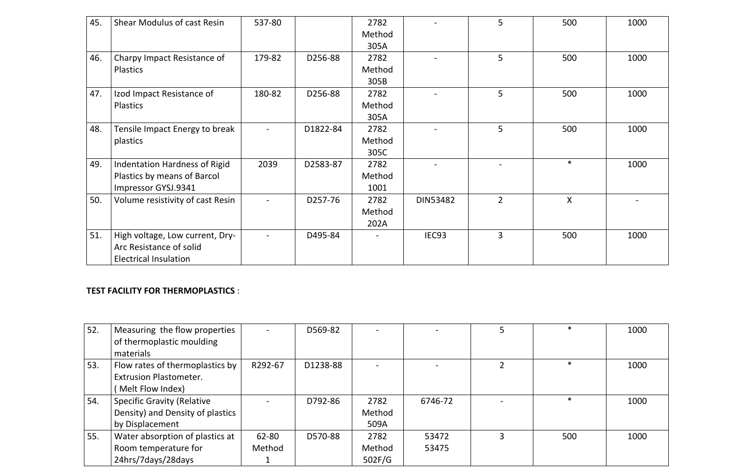| | | | | | | | | |
|---|---|---|---|---|---|---|---|---|
| 45. | Shear Modulus of cast Resin | 537-80 | | 2782 Method 305A | - | 5 | 500 | 1000 |
| 46. | Charpy Impact Resistance of Plastics | 179-82 | D256-88 | 2782 Method 305B | - | 5 | 500 | 1000 |
| 47. | Izod Impact Resistance of Plastics | 180-82 | D256-88 | 2782 Method 305A | - | 5 | 500 | 1000 |
| 48. | Tensile Impact Energy to break plastics | - | D1822-84 | 2782 Method 305C | - | 5 | 500 | 1000 |
| 49. | Indentation Hardness of Rigid Plastics by means of Barcol Impressor GYSJ.9341 | 2039 | D2583-87 | 2782 Method 1001 | - | - | * | 1000 |
| 50. | Volume resistivity of cast Resin | - | D257-76 | 2782 Method 202A | DIN53482 | 2 | X | - |
| 51. | High voltage, Low current, Dry-Arc Resistance of solid Electrical Insulation | - | D495-84 | - | IEC93 | 3 | 500 | 1000 |

**TEST FACILITY FOR THERMOPLASTICS** :

| | | | | | | | | |
|---|---|---|---|---|---|---|---|---|
| 52. | Measuring the flow properties of thermoplastic moulding materials | - | D569-82 | - | - | 5 | * | 1000 |
| 53. | Flow rates of thermoplastics by Extrusion Plastometer. ( Melt Flow Index) | R292-67 | D1238-88 | - | - | 2 | * | 1000 |
| 54. | Specific Gravity (Relative Density) and Density of plastics by Displacement | - | D792-86 | 2782 Method 509A | 6746-72 | - | * | 1000 |
| 55. | Water absorption of plastics at Room temperature for 24hrs/7days/28days | 62-80 Method 1 | D570-88 | 2782 Method 502F/G | 53472 53475 | 3 | 500 | 1000 |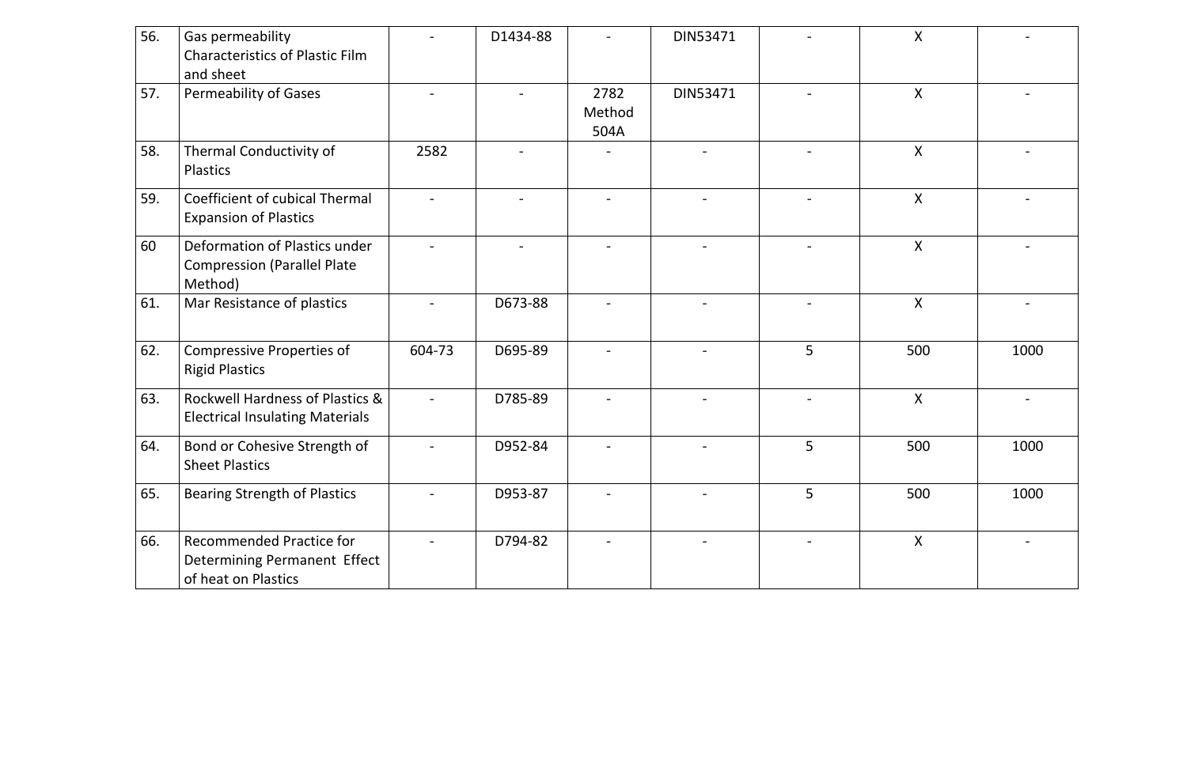| | | | | | | | | |
|---|---|---|---|---|---|---|---|---|
| 56. | Gas permeability Characteristics of Plastic Film and sheet | - | D1434-88 | - | DIN53471 | - | X | - |
| 57. | Permeability of Gases | - | - | 2782 Method 504A | DIN53471 | - | X | - |
| 58. | Thermal Conductivity of Plastics | 2582 | - | - | - | - | X | - |
| 59. | Coefficient of cubical Thermal Expansion of Plastics | - | - | - | - | - | X | - |
| 60 | Deformation of Plastics under Compression (Parallel Plate Method) | - | - | - | - | - | X | - |
| 61. | Mar Resistance of plastics | - | D673-88 | - | - | - | X | - |
| 62. | Compressive Properties of Rigid Plastics | 604-73 | D695-89 | - | - | 5 | 500 | 1000 |
| 63. | Rockwell Hardness of Plastics & Electrical Insulating Materials | - | D785-89 | - | - | - | X | - |
| 64. | Bond or Cohesive Strength of Sheet Plastics | - | D952-84 | - | - | 5 | 500 | 1000 |
| 65. | Bearing Strength of Plastics | - | D953-87 | - | - | 5 | 500 | 1000 |
| 66. | Recommended Practice for Determining Permanent Effect of heat on Plastics | - | D794-82 | - | - | - | X | - |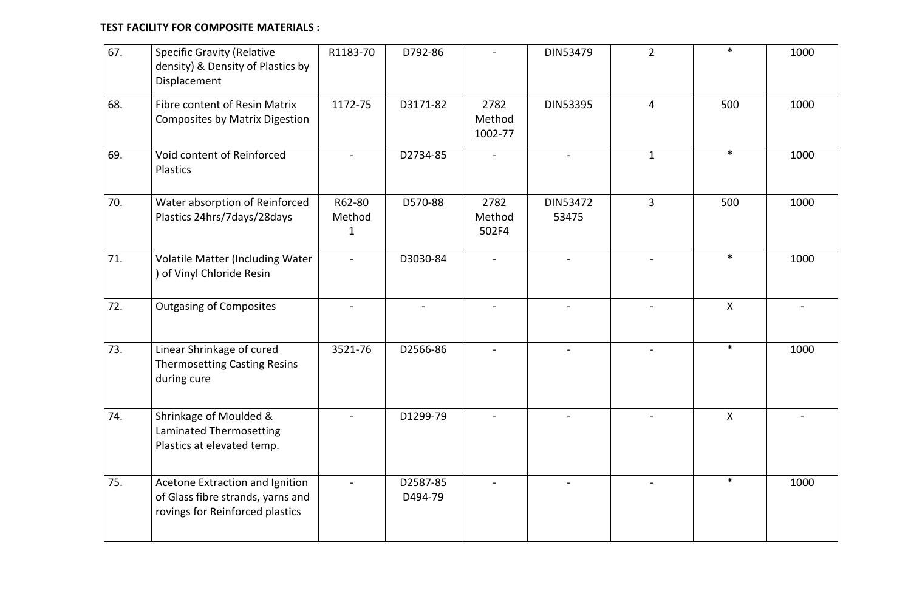**TEST FACILITY FOR COMPOSITE MATERIALS :**

| | | | | | | | | |
|---|---|---|---|---|---|---|---|---|
| 67. | Specific Gravity (Relative density) & Density of Plastics by Displacement | R1183-70 | D792-86 | - | DIN53479 | 2 | * | 1000 |
| 68. | Fibre content of Resin Matrix Composites by Matrix Digestion | 1172-75 | D3171-82 | 2782 Method 1002-77 | DIN53395 | 4 | 500 | 1000 |
| 69. | Void content of Reinforced Plastics | - | D2734-85 | - | - | 1 | * | 1000 |
| 70. | Water absorption of Reinforced Plastics 24hrs/7days/28days | R62-80 Method 1 | D570-88 | 2782 Method 502F4 | DIN53472 53475 | 3 | 500 | 1000 |
| 71. | Volatile Matter (Including Water ) of Vinyl Chloride Resin | - | D3030-84 | - | - | - | * | 1000 |
| 72. | Outgasing of Composites | - | - | - | - | - | X | - |
| 73. | Linear Shrinkage of cured Thermosetting Casting Resins during cure | 3521-76 | D2566-86 | - | - | - | * | 1000 |
| 74. | Shrinkage of Moulded & Laminated Thermosetting Plastics at elevated temp. | - | D1299-79 | - | - | - | X | - |
| 75. | Acetone Extraction and Ignition of Glass fibre strands, yarns and rovings for Reinforced plastics | - | D2587-85 D494-79 | - | - | - | * | 1000 |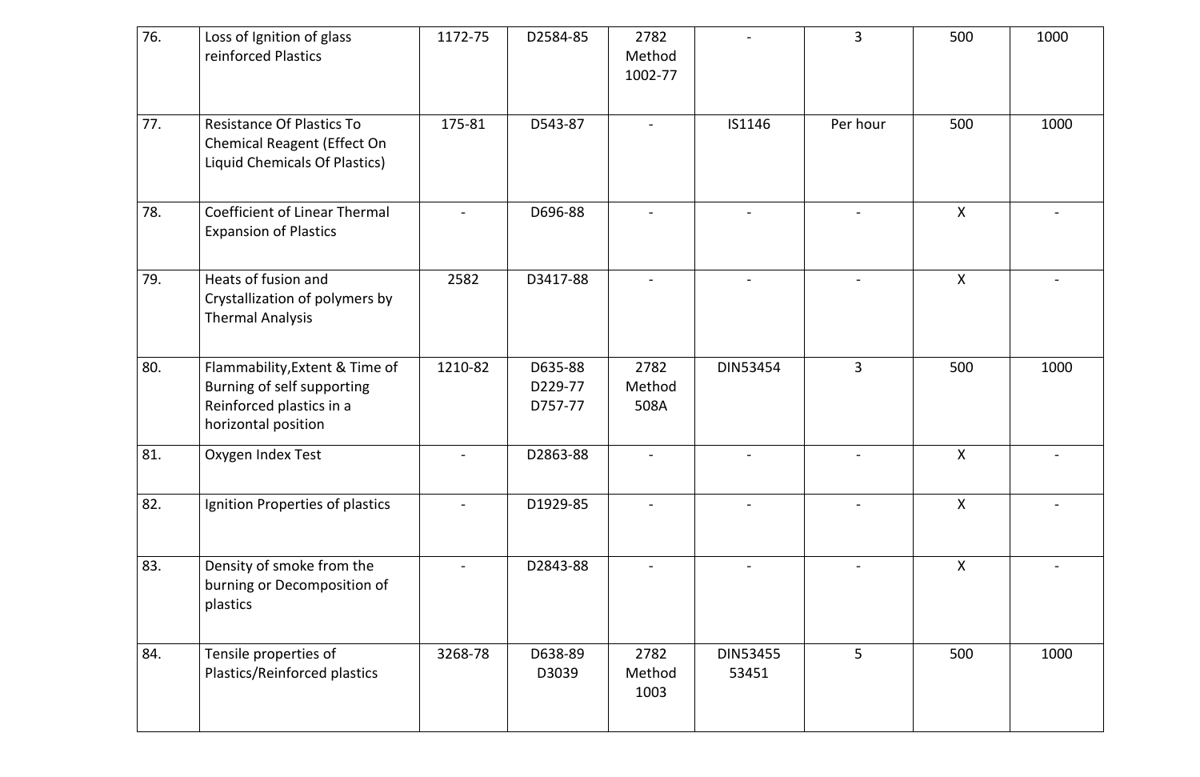| 76. | Loss of Ignition of glass reinforced Plastics | 1172-75 | D2584-85 | 2782 Method 1002-77 | - | 3 | 500 | 1000 |
|---|---|---|---|---|---|---|---|---|
| 77. | Resistance Of Plastics To Chemical Reagent (Effect On Liquid Chemicals Of Plastics) | 175-81 | D543-87 | - | IS1146 | Per hour | 500 | 1000 |
| 78. | Coefficient of Linear Thermal Expansion of Plastics | - | D696-88 | - | - | - | X | - |
| 79. | Heats of fusion and Crystallization of polymers by Thermal Analysis | 2582 | D3417-88 | - | - | - | X | - |
| 80. | Flammability,Extent & Time of Burning of self supporting Reinforced plastics in a horizontal position | 1210-82 | D635-88 D229-77 D757-77 | 2782 Method 508A | DIN53454 | 3 | 500 | 1000 |
| 81. | Oxygen Index Test | - | D2863-88 | - | - | - | X | - |
| 82. | Ignition Properties of plastics | - | D1929-85 | - | - | - | X | - |
| 83. | Density of smoke from the burning or Decomposition of plastics | - | D2843-88 | - | - | - | X | - |
| 84. | Tensile properties of Plastics/Reinforced plastics | 3268-78 | D638-89 D3039 | 2782 Method 1003 | DIN53455 53451 | 5 | 500 | 1000 |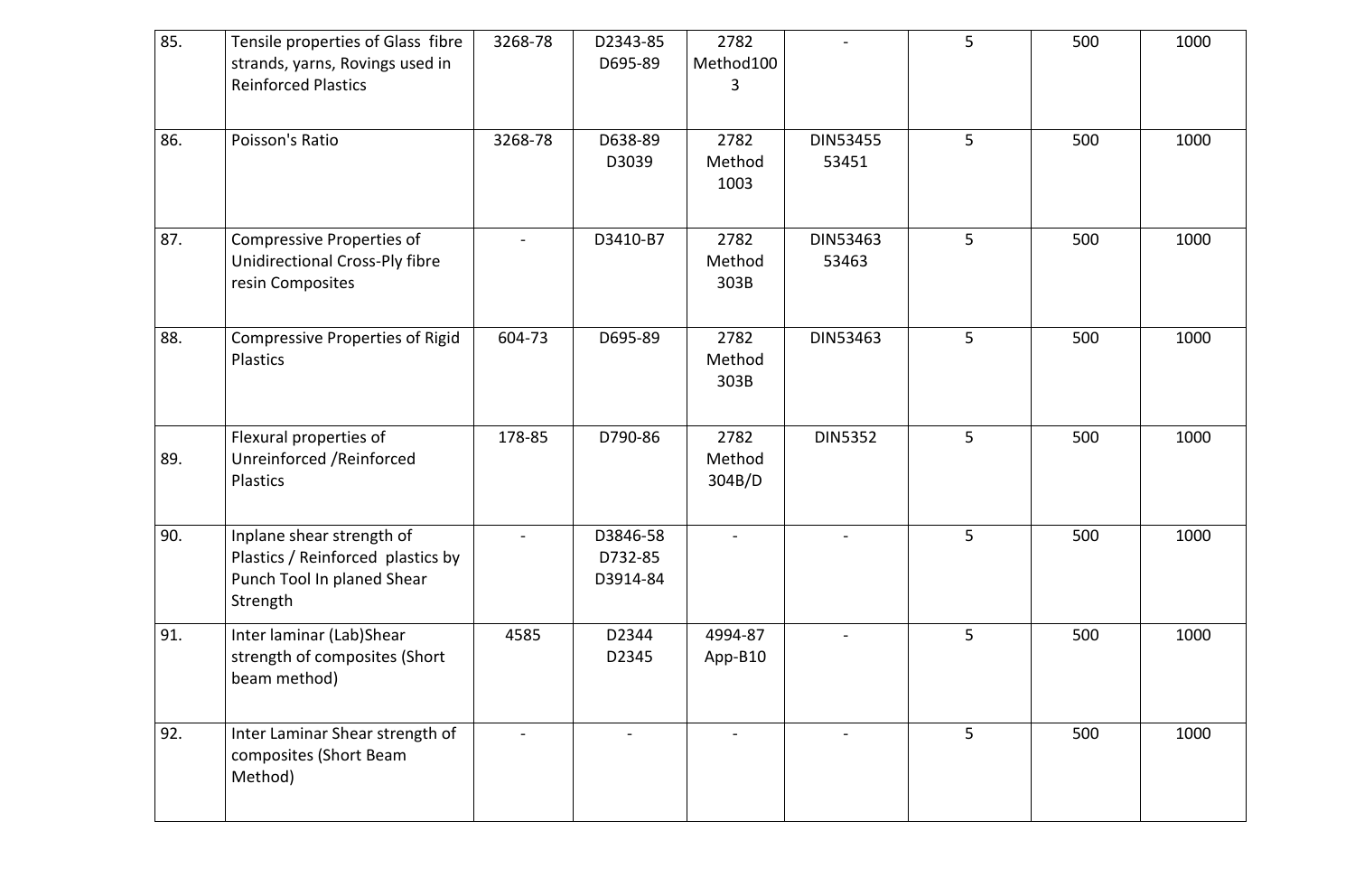| 85. | Tensile properties of Glass fibre strands, yarns, Rovings used in Reinforced Plastics | 3268-78 | D2343-85 D695-89 | 2782 Method1003 | - | 5 | 500 | 1000 |
|---|---|---|---|---|---|---|---|---|
| 86. | Poisson's Ratio | 3268-78 | D638-89 D3039 | 2782 Method 1003 | DIN53455 53451 | 5 | 500 | 1000 |
| 87. | Compressive Properties of Unidirectional Cross-Ply fibre resin Composites | - | D3410-B7 | 2782 Method 303B | DIN53463 53463 | 5 | 500 | 1000 |
| 88. | Compressive Properties of Rigid Plastics | 604-73 | D695-89 | 2782 Method 303B | DIN53463 | 5 | 500 | 1000 |
| 89. | Flexural properties of Unreinforced /Reinforced Plastics | 178-85 | D790-86 | 2782 Method 304B/D | DIN5352 | 5 | 500 | 1000 |
| 90. | Inplane shear strength of Plastics / Reinforced plastics by Punch Tool In planed Shear Strength | - | D3846-58 D732-85 D3914-84 | - | - | 5 | 500 | 1000 |
| 91. | Inter laminar (Lab)Shear strength of composites (Short beam method) | 4585 | D2344 D2345 | 4994-87 App-B10 | - | 5 | 500 | 1000 |
| 92. | Inter Laminar Shear strength of composites (Short Beam Method) | - | - | - | - | 5 | 500 | 1000 |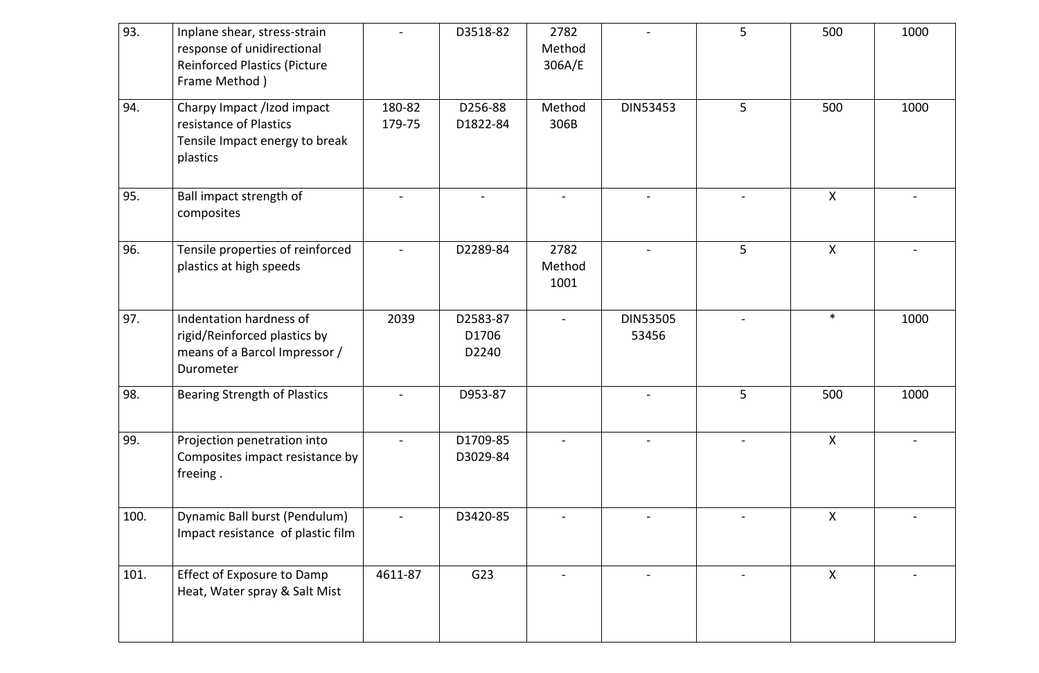| 93. | Inplane shear, stress-strain response of unidirectional Reinforced Plastics (Picture Frame Method ) | - | D3518-82 | 2782 Method 306A/E | - | 5 | 500 | 1000 |
|---|---|---|---|---|---|---|---|---|
| 94. | Charpy Impact /Izod impact resistance of Plastics Tensile Impact energy to break plastics | 180-82 179-75 | D256-88 D1822-84 | Method 306B | DIN53453 | 5 | 500 | 1000 |
| 95. | Ball impact strength of composites | - | - | - | - | - | X | - |
| 96. | Tensile properties of reinforced plastics at high speeds | - | D2289-84 | 2782 Method 1001 | - | 5 | X | - |
| 97. | Indentation hardness of rigid/Reinforced plastics by means of a Barcol Impressor / Durometer | 2039 | D2583-87 D1706 D2240 | - | DIN53505 53456 | - | * | 1000 |
| 98. | Bearing Strength of Plastics | - | D953-87 | | - | 5 | 500 | 1000 |
| 99. | Projection penetration into Composites impact resistance by freeing . | - | D1709-85 D3029-84 | - | - | - | X | - |
| 100. | Dynamic Ball burst (Pendulum) Impact resistance of plastic film | - | D3420-85 | - | - | - | X | - |
| 101. | Effect of Exposure to Damp Heat, Water spray & Salt Mist | 4611-87 | G23 | - | - | - | X | - |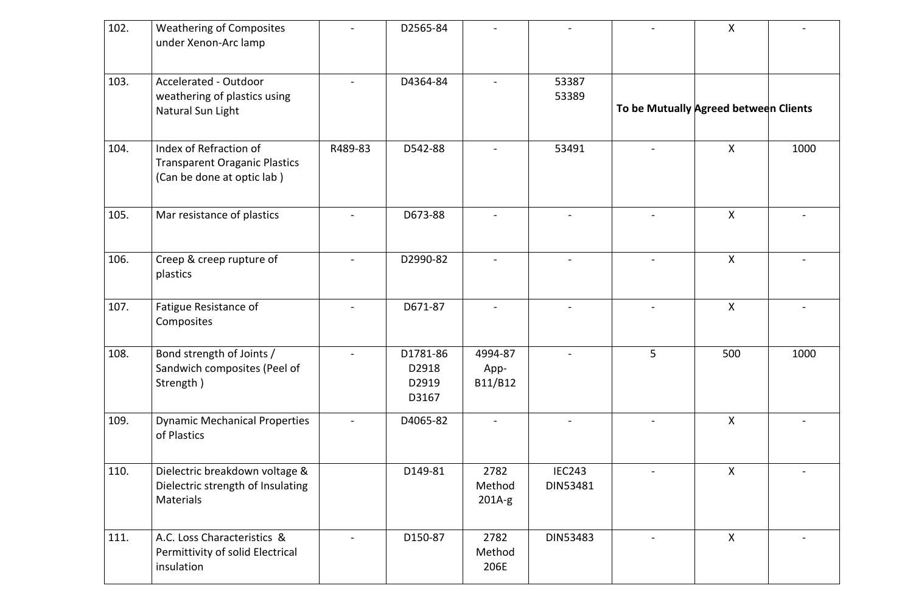| 102. | Weathering of Composites under Xenon-Arc lamp | - | D2565-84 | - | - | - | X | - |
|---|---|---|---|---|---|---|---|---|
| 103. | Accelerated - Outdoor weathering of plastics using Natural Sun Light | - | D4364-84 | - | 53387 53389 | **To be Mutually Agreed between Clients** | | |
| 104. | Index of Refraction of Transparent Oraganic Plastics (Can be done at optic lab ) | R489-83 | D542-88 | - | 53491 | - | X | 1000 |
| 105. | Mar resistance of plastics | - | D673-88 | - | - | - | X | - |
| 106. | Creep & creep rupture of plastics | - | D2990-82 | - | - | - | X | - |
| 107. | Fatigue Resistance of Composites | - | D671-87 | - | - | - | X | - |
| 108. | Bond strength of Joints / Sandwich composites (Peel of Strength ) | - | D1781-86 D2918 D2919 D3167 | 4994-87 App-B11/B12 | - | 5 | 500 | 1000 |
| 109. | Dynamic Mechanical Properties of Plastics | - | D4065-82 | - | - | - | X | - |
| 110. | Dielectric breakdown voltage & Dielectric strength of Insulating Materials | | D149-81 | 2782 Method 201A-g | IEC243 DIN53481 | - | X | - |
| 111. | A.C. Loss Characteristics & Permittivity of solid Electrical insulation | - | D150-87 | 2782 Method 206E | DIN53483 | - | X | - |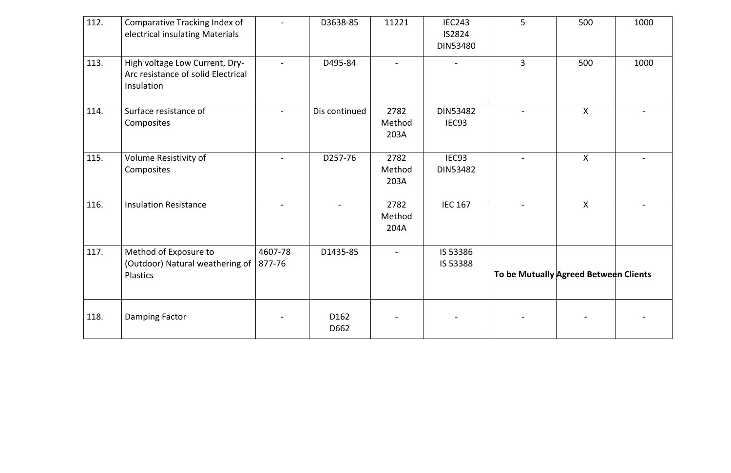| 112. | Comparative Tracking Index of electrical insulating Materials | - | D3638-85 | 11221 | IEC243<br>IS2824<br>DIN53480 | 5 | 500 | 1000 |
|---|---|---|---|---|---|---|---|---|
| 113. | High voltage Low Current, Dry-Arc resistance of solid Electrical Insulation | - | D495-84 | - | - | 3 | 500 | 1000 |
| 114. | Surface resistance of Composites | - | Dis continued | 2782 Method 203A | DIN53482<br>IEC93 | - | X | - |
| 115. | Volume Resistivity of Composites | - | D257-76 | 2782 Method 203A | IEC93<br>DIN53482 | - | X | - |
| 116. | Insulation Resistance | - | - | 2782 Method 204A | IEC 167 | - | X | - |
| 117. | Method of Exposure to (Outdoor) Natural weathering of Plastics | 4607-78<br>877-76 | D1435-85 | - | IS 53386<br>IS 53388 | **To be Mutually Agreed Between Clients** | | |
| 118. | Damping Factor | - | D162<br>D662 | - | - | - | - | - |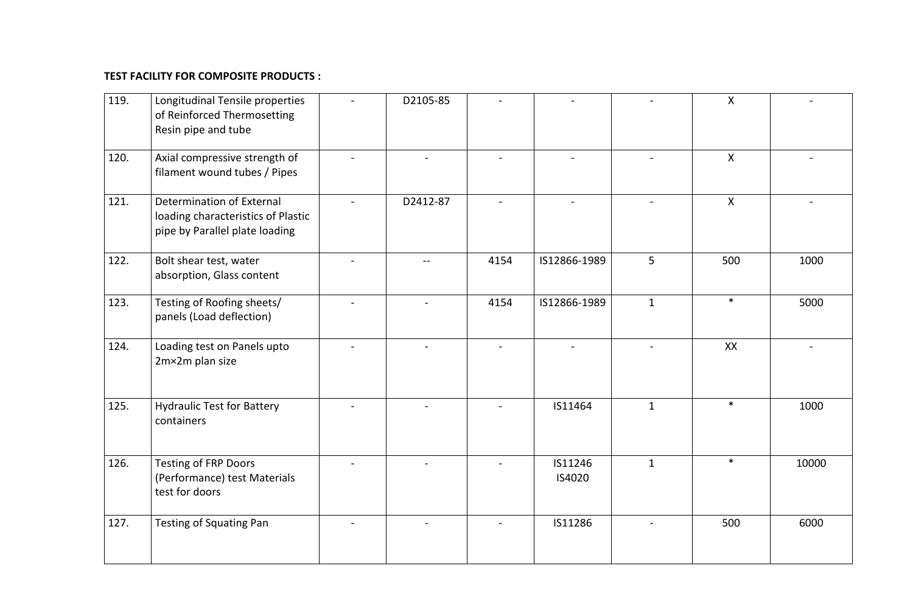**TEST FACILITY FOR COMPOSITE PRODUCTS :**

| | | | | | | | | |
|---|---|---|---|---|---|---|---|---|
| 119. | Longitudinal Tensile properties of Reinforced Thermosetting Resin pipe and tube | - | D2105-85 | - | - | - | X | - |
| 120. | Axial compressive strength of filament wound tubes / Pipes | - | - | - | - | - | X | - |
| 121. | Determination of External loading characteristics of Plastic pipe by Parallel plate loading | - | D2412-87 | - | - | - | X | - |
| 122. | Bolt shear test, water absorption, Glass content | - | -- | 4154 | IS12866-1989 | 5 | 500 | 1000 |
| 123. | Testing of Roofing sheets/ panels (Load deflection) | - | - | 4154 | IS12866-1989 | 1 | * | 5000 |
| 124. | Loading test on Panels upto 2m×2m plan size | - | - | - | - | - | XX | - |
| 125. | Hydraulic Test for Battery containers | - | - | - | IS11464 | 1 | * | 1000 |
| 126. | Testing of FRP Doors (Performance) test Materials test for doors | - | - | - | IS11246 IS4020 | 1 | * | 10000 |
| 127. | Testing of Squating Pan | - | - | - | IS11286 | - | 500 | 6000 |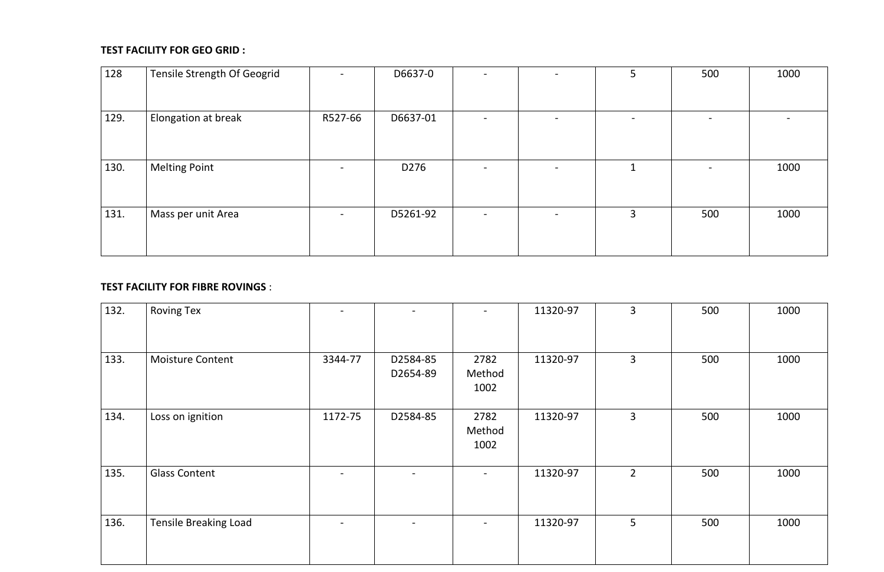**TEST FACILITY FOR GEO GRID :**

| | | | | | | | | |
|---|---|---|---|---|---|---|---|---|
| 128 | Tensile Strength Of Geogrid | - | D6637-0 | - | - | 5 | 500 | 1000 |
| 129. | Elongation at break | R527-66 | D6637-01 | - | - | - | - | - |
| 130. | Melting Point | - | D276 | - | - | 1 | - | 1000 |
| 131. | Mass per unit Area | - | D5261-92 | - | - | 3 | 500 | 1000 |

**TEST FACILITY FOR FIBRE ROVINGS** :

| | | | | | | | | |
|---|---|---|---|---|---|---|---|---|
| 132. | Roving Tex | - | - | - | 11320-97 | 3 | 500 | 1000 |
| 133. | Moisture Content | 3344-77 | D2584-85 D2654-89 | 2782 Method 1002 | 11320-97 | 3 | 500 | 1000 |
| 134. | Loss on ignition | 1172-75 | D2584-85 | 2782 Method 1002 | 11320-97 | 3 | 500 | 1000 |
| 135. | Glass Content | - | - | - | 11320-97 | 2 | 500 | 1000 |
| 136. | Tensile Breaking Load | - | - | - | 11320-97 | 5 | 500 | 1000 |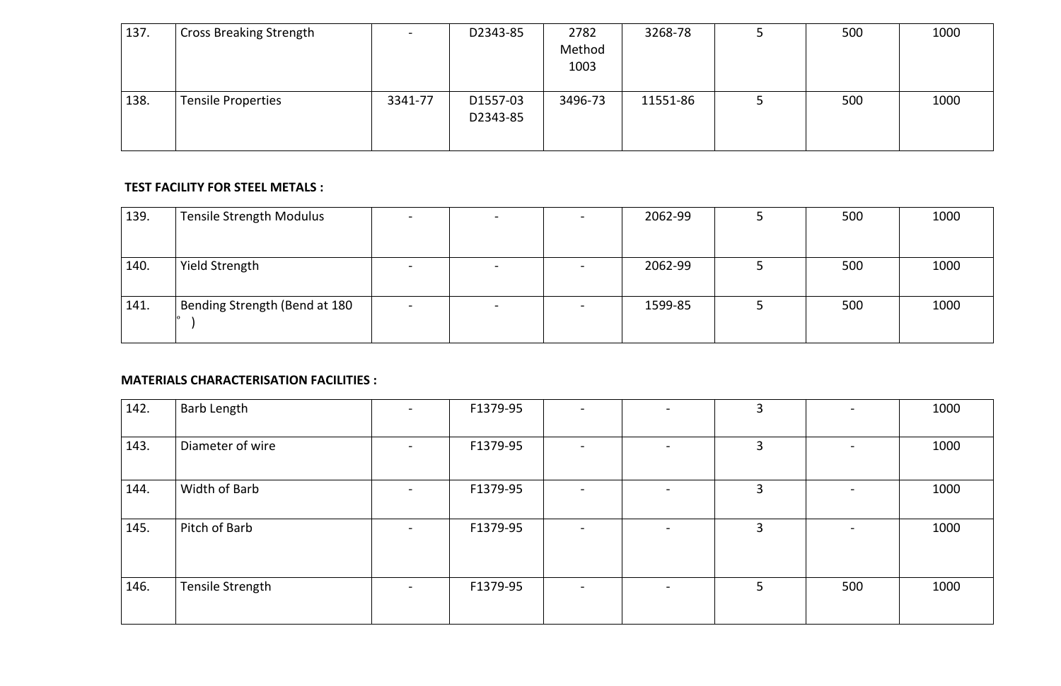| 137. | Cross Breaking Strength | - | D2343-85 | 2782 Method 1003 | 3268-78 | 5 | 500 | 1000 |
|---|---|---|---|---|---|---|---|---|
| 138. | Tensile Properties | 3341-77 | D1557-03 D2343-85 | 3496-73 | 11551-86 | 5 | 500 | 1000 |

**TEST FACILITY FOR STEEL METALS :**

| 139. | Tensile Strength Modulus | - | - | - | 2062-99 | 5 | 500 | 1000 |
|---|---|---|---|---|---|---|---|---|
| 140. | Yield Strength | - | - | - | 2062-99 | 5 | 500 | 1000 |
| 141. | Bending Strength (Bend at 180 ° ) | - | - | - | 1599-85 | 5 | 500 | 1000 |

**MATERIALS CHARACTERISATION FACILITIES :**

| 142. | Barb Length | - | F1379-95 | - | - | 3 | - | 1000 |
|---|---|---|---|---|---|---|---|---|
| 143. | Diameter of wire | - | F1379-95 | - | - | 3 | - | 1000 |
| 144. | Width of Barb | - | F1379-95 | - | - | 3 | - | 1000 |
| 145. | Pitch of Barb | - | F1379-95 | - | - | 3 | - | 1000 |
| 146. | Tensile Strength | - | F1379-95 | - | - | 5 | 500 | 1000 |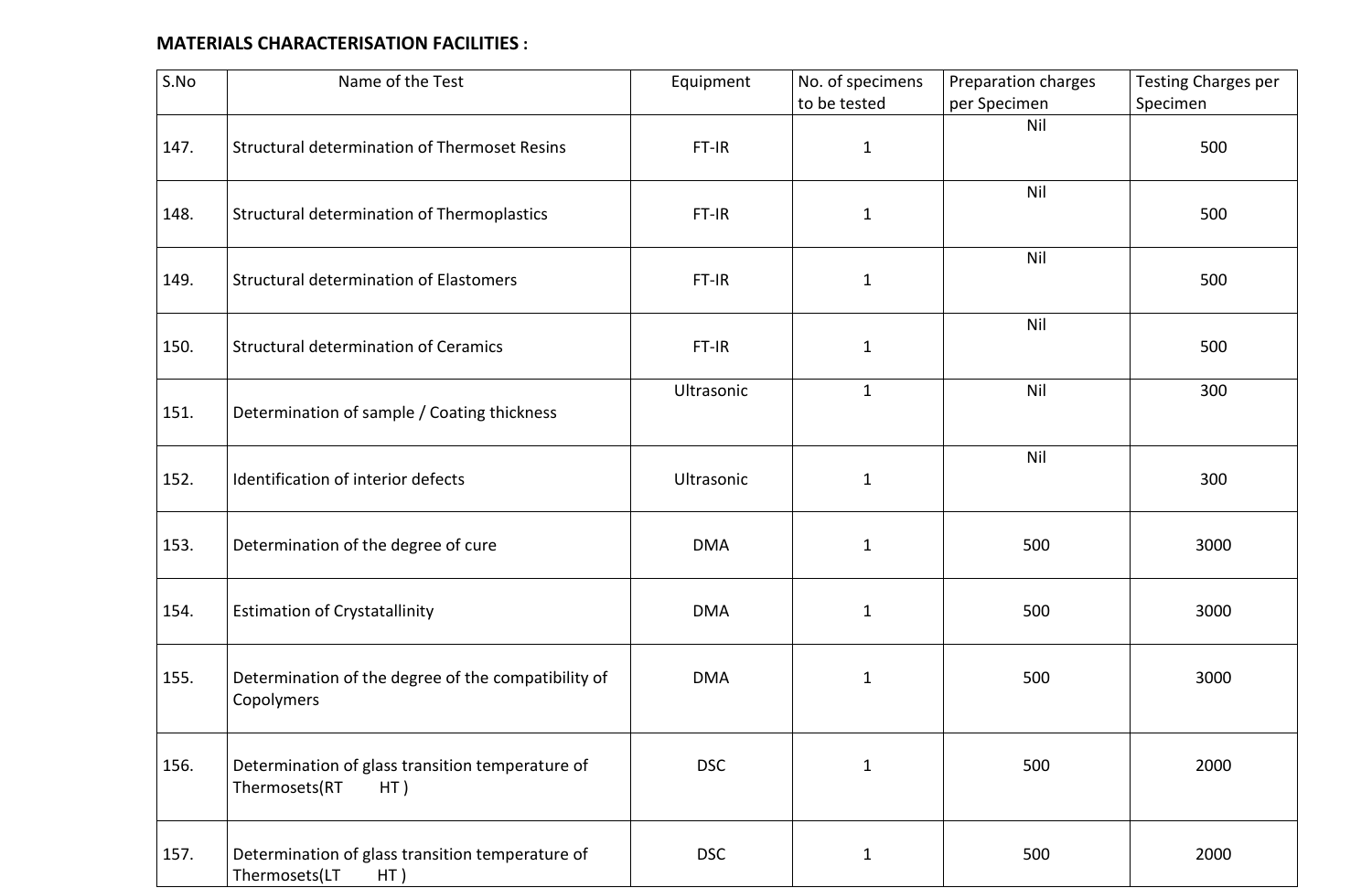**MATERIALS CHARACTERISATION FACILITIES :**

| S.No | Name of the Test | Equipment | No. of specimens to be tested | Preparation charges per Specimen | Testing Charges per Specimen |
|---|---|---|---|---|---|
| 147. | Structural determination of Thermoset Resins | FT-IR | 1 | Nil | 500 |
| 148. | Structural determination of Thermoplastics | FT-IR | 1 | Nil | 500 |
| 149. | Structural determination of Elastomers | FT-IR | 1 | Nil | 500 |
| 150. | Structural determination of Ceramics | FT-IR | 1 | Nil | 500 |
| 151. | Determination of sample / Coating thickness | Ultrasonic | 1 | Nil | 300 |
| 152. | Identification of interior defects | Ultrasonic | 1 | Nil | 300 |
| 153. | Determination of the degree of cure | DMA | 1 | 500 | 3000 |
| 154. | Estimation of Crystatallinity | DMA | 1 | 500 | 3000 |
| 155. | Determination of the degree of the compatibility of Copolymers | DMA | 1 | 500 | 3000 |
| 156. | Determination of glass transition temperature of Thermosets(RT HT ) | DSC | 1 | 500 | 2000 |
| 157. | Determination of glass transition temperature of Thermosets(LT HT ) | DSC | 1 | 500 | 2000 |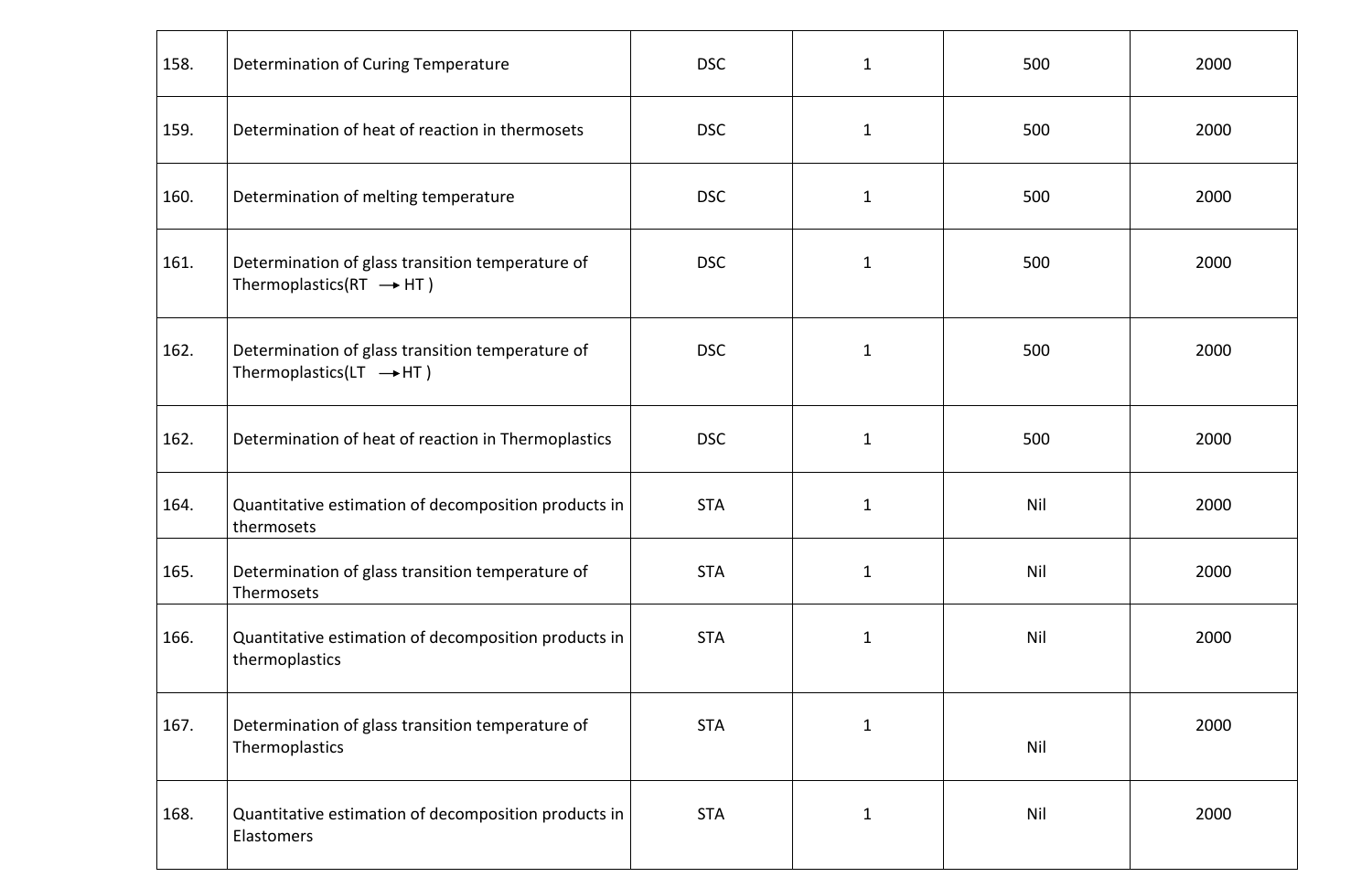| 158. | Determination of Curing Temperature | DSC | 1 | 500 | 2000 |
|---|---|---|---|---|---|
| 159. | Determination of heat of reaction in thermosets | DSC | 1 | 500 | 2000 |
| 160. | Determination of melting temperature | DSC | 1 | 500 | 2000 |
| 161. | Determination of glass transition temperature of Thermoplastics(RT → HT ) | DSC | 1 | 500 | 2000 |
| 162. | Determination of glass transition temperature of Thermoplastics(LT → HT ) | DSC | 1 | 500 | 2000 |
| 162. | Determination of heat of reaction in Thermoplastics | DSC | 1 | 500 | 2000 |
| 164. | Quantitative estimation of decomposition products in thermosets | STA | 1 | Nil | 2000 |
| 165. | Determination of glass transition temperature of Thermosets | STA | 1 | Nil | 2000 |
| 166. | Quantitative estimation of decomposition products in thermoplastics | STA | 1 | Nil | 2000 |
| 167. | Determination of glass transition temperature of Thermoplastics | STA | 1 | Nil | 2000 |
| 168. | Quantitative estimation of decomposition products in Elastomers | STA | 1 | Nil | 2000 |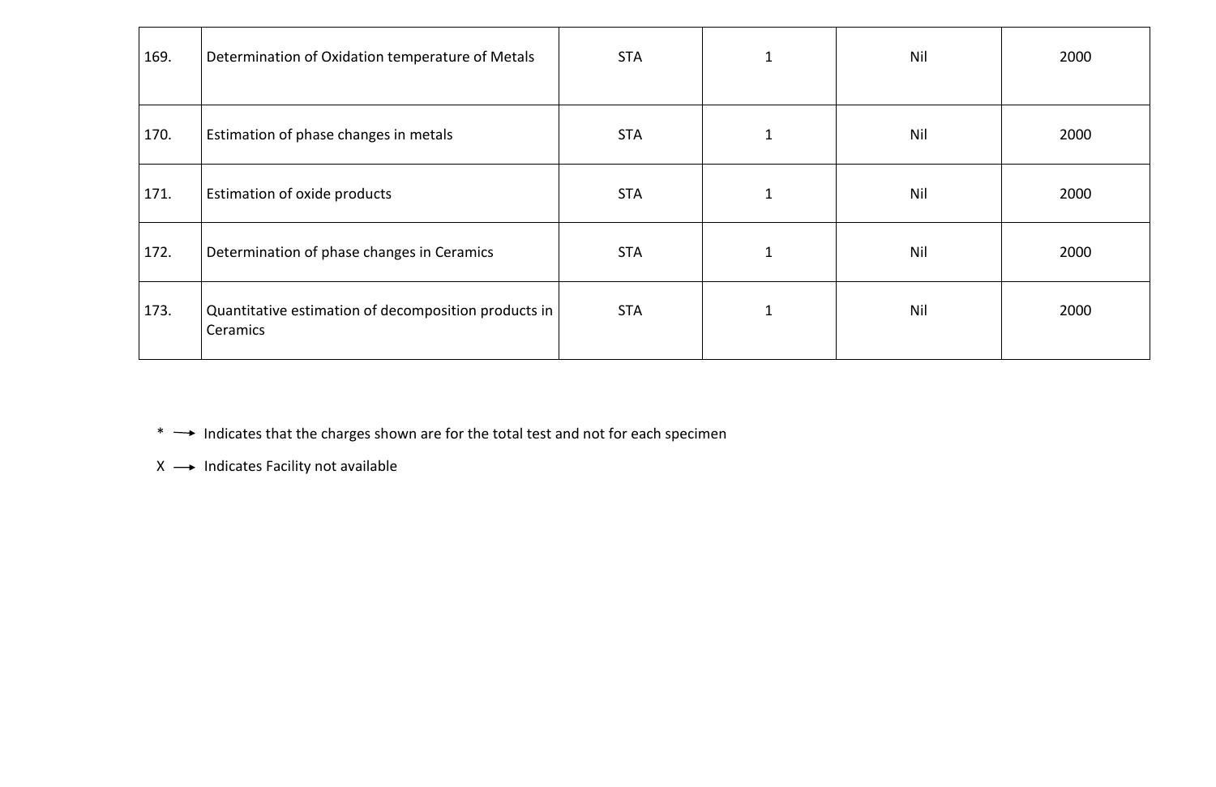| | | | | | |
|---|---|---|---|---|---|
| 169. | Determination of Oxidation temperature of Metals | STA | 1 | Nil | 2000 |
| 170. | Estimation of phase changes in metals | STA | 1 | Nil | 2000 |
| 171. | Estimation of oxide products | STA | 1 | Nil | 2000 |
| 172. | Determination of phase changes in Ceramics | STA | 1 | Nil | 2000 |
| 173. | Quantitative estimation of decomposition products in Ceramics | STA | 1 | Nil | 2000 |

* ⟶ Indicates that the charges shown are for the total test and not for each specimen

X ⟶ Indicates Facility not available